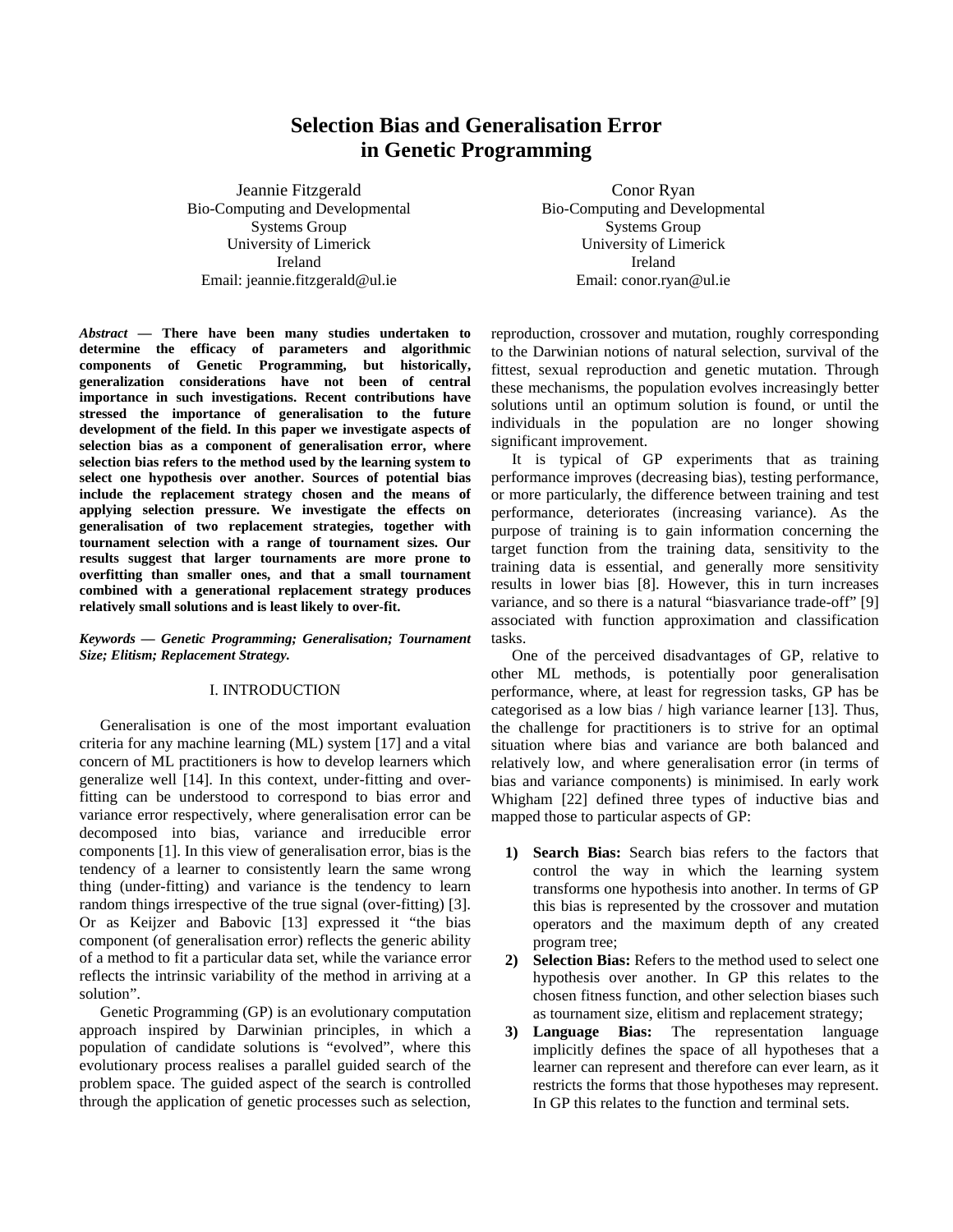# Selection Bias and Generalisation Error in Genetic Programming

Jeannie Fitzgerald
Bio-Computing and Developmental Systems Group
University of Limerick
Ireland
Email: jeannie.fitzgerald@ul.ie

Conor Ryan
Bio-Computing and Developmental Systems Group
University of Limerick
Ireland
Email: conor.ryan@ul.ie

***Abstract* — There have been many studies undertaken to determine the efficacy of parameters and algorithmic components of Genetic Programming, but historically, generalization considerations have not been of central importance in such investigations. Recent contributions have stressed the importance of generalisation to the future development of the field. In this paper we investigate aspects of selection bias as a component of generalisation error, where selection bias refers to the method used by the learning system to select one hypothesis over another. Sources of potential bias include the replacement strategy chosen and the means of applying selection pressure. We investigate the effects on generalisation of two replacement strategies, together with tournament selection with a range of tournament sizes. Our results suggest that larger tournaments are more prone to overfitting than smaller ones, and that a small tournament combined with a generational replacement strategy produces relatively small solutions and is least likely to over-fit.**

***Keywords — Genetic Programming; Generalisation; Tournament Size; Elitism; Replacement Strategy.***

## I. INTRODUCTION

Generalisation is one of the most important evaluation criteria for any machine learning (ML) system [17] and a vital concern of ML practitioners is how to develop learners which generalize well [14]. In this context, under-fitting and over-fitting can be understood to correspond to bias error and variance error respectively, where generalisation error can be decomposed into bias, variance and irreducible error components [1]. In this view of generalisation error, bias is the tendency of a learner to consistently learn the same wrong thing (under-fitting) and variance is the tendency to learn random things irrespective of the true signal (over-fitting) [3]. Or as Keijzer and Babovic [13] expressed it "the bias component (of generalisation error) reflects the generic ability of a method to fit a particular data set, while the variance error reflects the intrinsic variability of the method in arriving at a solution".

Genetic Programming (GP) is an evolutionary computation approach inspired by Darwinian principles, in which a population of candidate solutions is "evolved", where this evolutionary process realises a parallel guided search of the problem space. The guided aspect of the search is controlled through the application of genetic processes such as selection, reproduction, crossover and mutation, roughly corresponding to the Darwinian notions of natural selection, survival of the fittest, sexual reproduction and genetic mutation. Through these mechanisms, the population evolves increasingly better solutions until an optimum solution is found, or until the individuals in the population are no longer showing significant improvement.

It is typical of GP experiments that as training performance improves (decreasing bias), testing performance, or more particularly, the difference between training and test performance, deteriorates (increasing variance). As the purpose of training is to gain information concerning the target function from the training data, sensitivity to the training data is essential, and generally more sensitivity results in lower bias [8]. However, this in turn increases variance, and so there is a natural "biasvariance trade-off" [9] associated with function approximation and classification tasks.

One of the perceived disadvantages of GP, relative to other ML methods, is potentially poor generalisation performance, where, at least for regression tasks, GP has be categorised as a low bias / high variance learner [13]. Thus, the challenge for practitioners is to strive for an optimal situation where bias and variance are both balanced and relatively low, and where generalisation error (in terms of bias and variance components) is minimised. In early work Whigham [22] defined three types of inductive bias and mapped those to particular aspects of GP:

1) **Search Bias:** Search bias refers to the factors that control the way in which the learning system transforms one hypothesis into another. In terms of GP this bias is represented by the crossover and mutation operators and the maximum depth of any created program tree;
2) **Selection Bias:** Refers to the method used to select one hypothesis over another. In GP this relates to the chosen fitness function, and other selection biases such as tournament size, elitism and replacement strategy;
3) **Language Bias:** The representation language implicitly defines the space of all hypotheses that a learner can represent and therefore can ever learn, as it restricts the forms that those hypotheses may represent. In GP this relates to the function and terminal sets.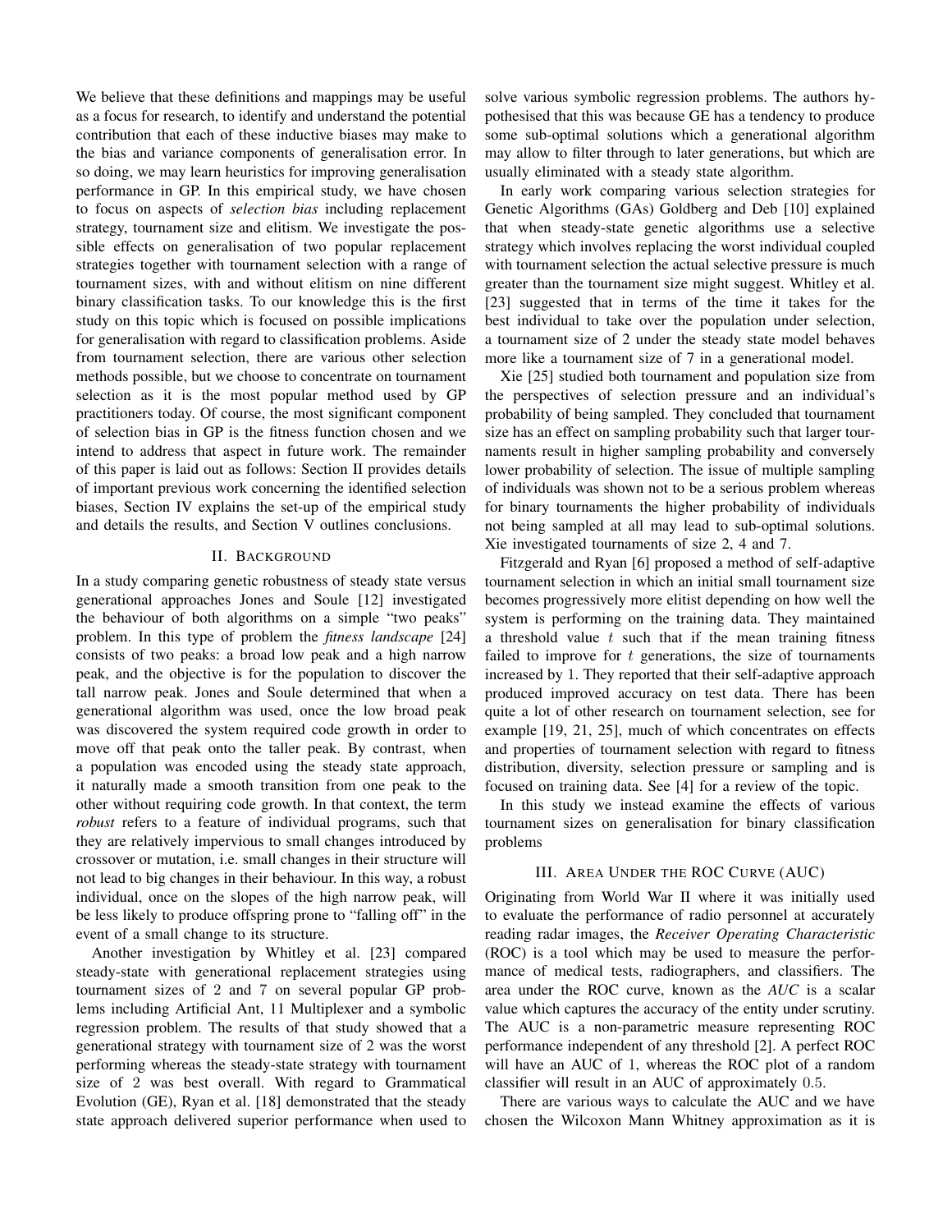We believe that these definitions and mappings may be useful as a focus for research, to identify and understand the potential contribution that each of these inductive biases may make to the bias and variance components of generalisation error. In so doing, we may learn heuristics for improving generalisation performance in GP. In this empirical study, we have chosen to focus on aspects of *selection bias* including replacement strategy, tournament size and elitism. We investigate the possible effects on generalisation of two popular replacement strategies together with tournament selection with a range of tournament sizes, with and without elitism on nine different binary classification tasks. To our knowledge this is the first study on this topic which is focused on possible implications for generalisation with regard to classification problems. Aside from tournament selection, there are various other selection methods possible, but we choose to concentrate on tournament selection as it is the most popular method used by GP practitioners today. Of course, the most significant component of selection bias in GP is the fitness function chosen and we intend to address that aspect in future work. The remainder of this paper is laid out as follows: Section II provides details of important previous work concerning the identified selection biases, Section IV explains the set-up of the empirical study and details the results, and Section V outlines conclusions.

## II. Background

In a study comparing genetic robustness of steady state versus generational approaches Jones and Soule [12] investigated the behaviour of both algorithms on a simple "two peaks" problem. In this type of problem the *fitness landscape* [24] consists of two peaks: a broad low peak and a high narrow peak, and the objective is for the population to discover the tall narrow peak. Jones and Soule determined that when a generational algorithm was used, once the low broad peak was discovered the system required code growth in order to move off that peak onto the taller peak. By contrast, when a population was encoded using the steady state approach, it naturally made a smooth transition from one peak to the other without requiring code growth. In that context, the term *robust* refers to a feature of individual programs, such that they are relatively impervious to small changes introduced by crossover or mutation, i.e. small changes in their structure will not lead to big changes in their behaviour. In this way, a robust individual, once on the slopes of the high narrow peak, will be less likely to produce offspring prone to "falling off" in the event of a small change to its structure.

Another investigation by Whitley et al. [23] compared steady-state with generational replacement strategies using tournament sizes of 2 and 7 on several popular GP problems including Artificial Ant, 11 Multiplexer and a symbolic regression problem. The results of that study showed that a generational strategy with tournament size of 2 was the worst performing whereas the steady-state strategy with tournament size of 2 was best overall. With regard to Grammatical Evolution (GE), Ryan et al. [18] demonstrated that the steady state approach delivered superior performance when used to solve various symbolic regression problems. The authors hypothesised that this was because GE has a tendency to produce some sub-optimal solutions which a generational algorithm may allow to filter through to later generations, but which are usually eliminated with a steady state algorithm.

In early work comparing various selection strategies for Genetic Algorithms (GAs) Goldberg and Deb [10] explained that when steady-state genetic algorithms use a selective strategy which involves replacing the worst individual coupled with tournament selection the actual selective pressure is much greater than the tournament size might suggest. Whitley et al. [23] suggested that in terms of the time it takes for the best individual to take over the population under selection, a tournament size of 2 under the steady state model behaves more like a tournament size of 7 in a generational model.

Xie [25] studied both tournament and population size from the perspectives of selection pressure and an individual's probability of being sampled. They concluded that tournament size has an effect on sampling probability such that larger tournaments result in higher sampling probability and conversely lower probability of selection. The issue of multiple sampling of individuals was shown not to be a serious problem whereas for binary tournaments the higher probability of individuals not being sampled at all may lead to sub-optimal solutions. Xie investigated tournaments of size 2, 4 and 7.

Fitzgerald and Ryan [6] proposed a method of self-adaptive tournament selection in which an initial small tournament size becomes progressively more elitist depending on how well the system is performing on the training data. They maintained a threshold value $t$ such that if the mean training fitness failed to improve for $t$ generations, the size of tournaments increased by 1. They reported that their self-adaptive approach produced improved accuracy on test data. There has been quite a lot of other research on tournament selection, see for example [19, 21, 25], much of which concentrates on effects and properties of tournament selection with regard to fitness distribution, diversity, selection pressure or sampling and is focused on training data. See [4] for a review of the topic.

In this study we instead examine the effects of various tournament sizes on generalisation for binary classification problems

## III. Area Under the ROC Curve (AUC)

Originating from World War II where it was initially used to evaluate the performance of radio personnel at accurately reading radar images, the *Receiver Operating Characteristic* (ROC) is a tool which may be used to measure the performance of medical tests, radiographers, and classifiers. The area under the ROC curve, known as the *AUC* is a scalar value which captures the accuracy of the entity under scrutiny. The AUC is a non-parametric measure representing ROC performance independent of any threshold [2]. A perfect ROC will have an AUC of 1, whereas the ROC plot of a random classifier will result in an AUC of approximately 0.5.

There are various ways to calculate the AUC and we have chosen the Wilcoxon Mann Whitney approximation as it is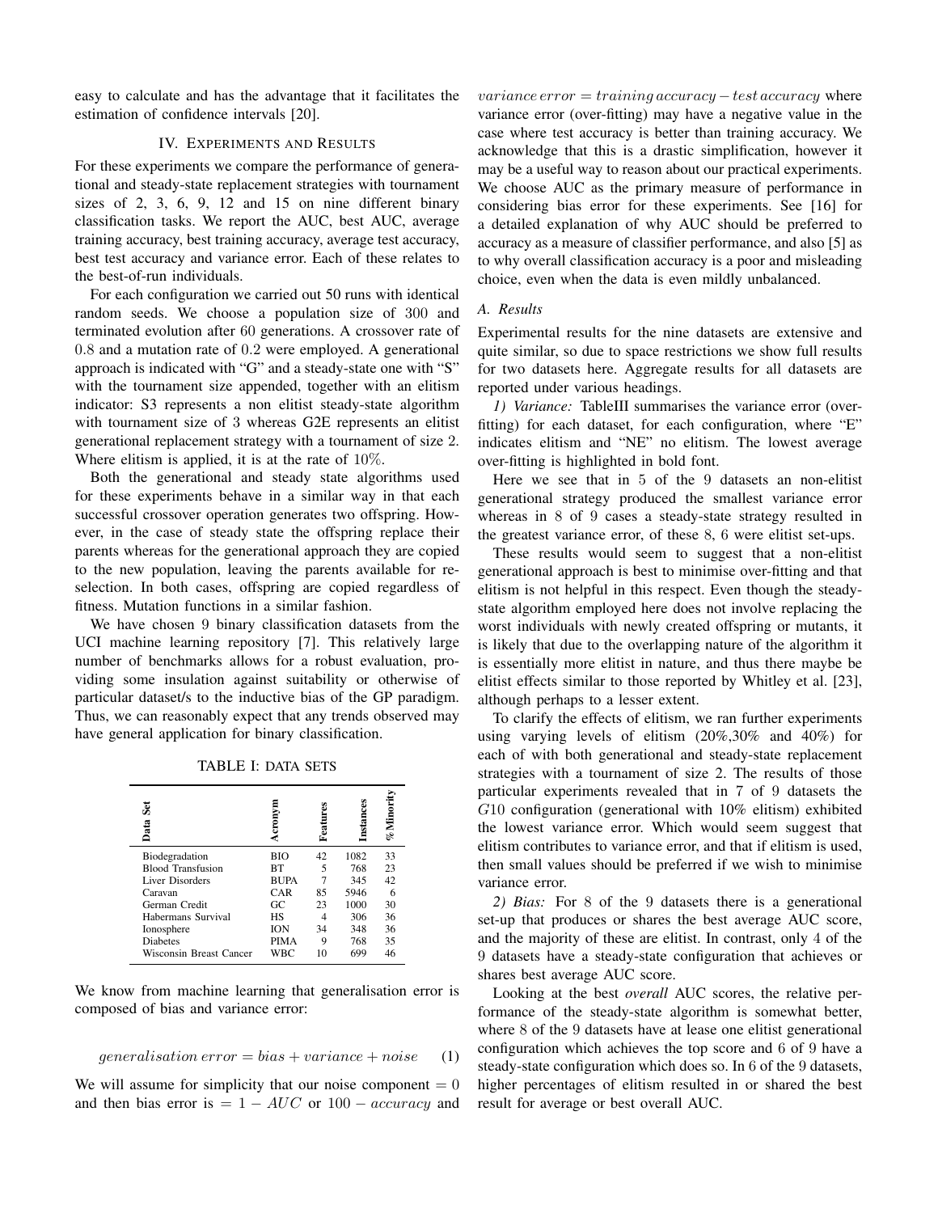easy to calculate and has the advantage that it facilitates the estimation of confidence intervals [20].

## IV. Experiments and Results

For these experiments we compare the performance of generational and steady-state replacement strategies with tournament sizes of 2, 3, 6, 9, 12 and 15 on nine different binary classification tasks. We report the AUC, best AUC, average training accuracy, best training accuracy, average test accuracy, best test accuracy and variance error. Each of these relates to the best-of-run individuals.

For each configuration we carried out 50 runs with identical random seeds. We choose a population size of 300 and terminated evolution after 60 generations. A crossover rate of 0.8 and a mutation rate of 0.2 were employed. A generational approach is indicated with "G" and a steady-state one with "S" with the tournament size appended, together with an elitism indicator: S3 represents a non elitist steady-state algorithm with tournament size of 3 whereas G2E represents an elitist generational replacement strategy with a tournament of size 2. Where elitism is applied, it is at the rate of 10%.

Both the generational and steady state algorithms used for these experiments behave in a similar way in that each successful crossover operation generates two offspring. However, in the case of steady state the offspring replace their parents whereas for the generational approach they are copied to the new population, leaving the parents available for re-selection. In both cases, offspring are copied regardless of fitness. Mutation functions in a similar fashion.

We have chosen 9 binary classification datasets from the UCI machine learning repository [7]. This relatively large number of benchmarks allows for a robust evaluation, providing some insulation against suitability or otherwise of particular dataset/s to the inductive bias of the GP paradigm. Thus, we can reasonably expect that any trends observed may have general application for binary classification.

TABLE I: Data Sets

| Data Set | Acronym | Features | Instances | % Minority |
|---|---|---|---|---|
| Biodegradation | BIO | 42 | 1082 | 33 |
| Blood Transfusion | BT | 5 | 768 | 23 |
| Liver Disorders | BUPA | 7 | 345 | 42 |
| Caravan | CAR | 85 | 5946 | 6 |
| German Credit | GC | 23 | 1000 | 30 |
| Habermans Survival | HS | 4 | 306 | 36 |
| Ionosphere | ION | 34 | 348 | 36 |
| Diabetes | PIMA | 9 | 768 | 35 |
| Wisconsin Breast Cancer | WBC | 10 | 699 | 46 |

We know from machine learning that generalisation error is composed of bias and variance error:

$$generalisation\, error = bias + variance + noise \quad (1)$$

We will assume for simplicity that our noise component $= 0$ and then bias error is $= 1 - AUC$ or $100 - accuracy$ and $variance\, error = training\, accuracy - test\, accuracy$ where variance error (over-fitting) may have a negative value in the case where test accuracy is better than training accuracy. We acknowledge that this is a drastic simplification, however it may be a useful way to reason about our practical experiments. We choose AUC as the primary measure of performance in considering bias error for these experiments. See [16] for a detailed explanation of why AUC should be preferred to accuracy as a measure of classifier performance, and also [5] as to why overall classification accuracy is a poor and misleading choice, even when the data is even mildly unbalanced.

### A. Results

Experimental results for the nine datasets are extensive and quite similar, so due to space restrictions we show full results for two datasets here. Aggregate results for all datasets are reported under various headings.

*1) Variance:* TableIII summarises the variance error (over-fitting) for each dataset, for each configuration, where "E" indicates elitism and "NE" no elitism. The lowest average over-fitting is highlighted in bold font.

Here we see that in 5 of the 9 datasets an non-elitist generational strategy produced the smallest variance error whereas in 8 of 9 cases a steady-state strategy resulted in the greatest variance error, of these 8, 6 were elitist set-ups.

These results would seem to suggest that a non-elitist generational approach is best to minimise over-fitting and that elitism is not helpful in this respect. Even though the steady-state algorithm employed here does not involve replacing the worst individuals with newly created offspring or mutants, it is likely that due to the overlapping nature of the algorithm it is essentially more elitist in nature, and thus there maybe be elitist effects similar to those reported by Whitley et al. [23], although perhaps to a lesser extent.

To clarify the effects of elitism, we ran further experiments using varying levels of elitism (20%,30% and 40%) for each of with both generational and steady-state replacement strategies with a tournament of size 2. The results of those particular experiments revealed that in 7 of 9 datasets the $G10$ configuration (generational with 10% elitism) exhibited the lowest variance error. Which would seem suggest that elitism contributes to variance error, and that if elitism is used, then small values should be preferred if we wish to minimise variance error.

*2) Bias:* For 8 of the 9 datasets there is a generational set-up that produces or shares the best average AUC score, and the majority of these are elitist. In contrast, only 4 of the 9 datasets have a steady-state configuration that achieves or shares best average AUC score.

Looking at the best *overall* AUC scores, the relative performance of the steady-state algorithm is somewhat better, where 8 of the 9 datasets have at lease one elitist generational configuration which achieves the top score and 6 of 9 have a steady-state configuration which does so. In 6 of the 9 datasets, higher percentages of elitism resulted in or shared the best result for average or best overall AUC.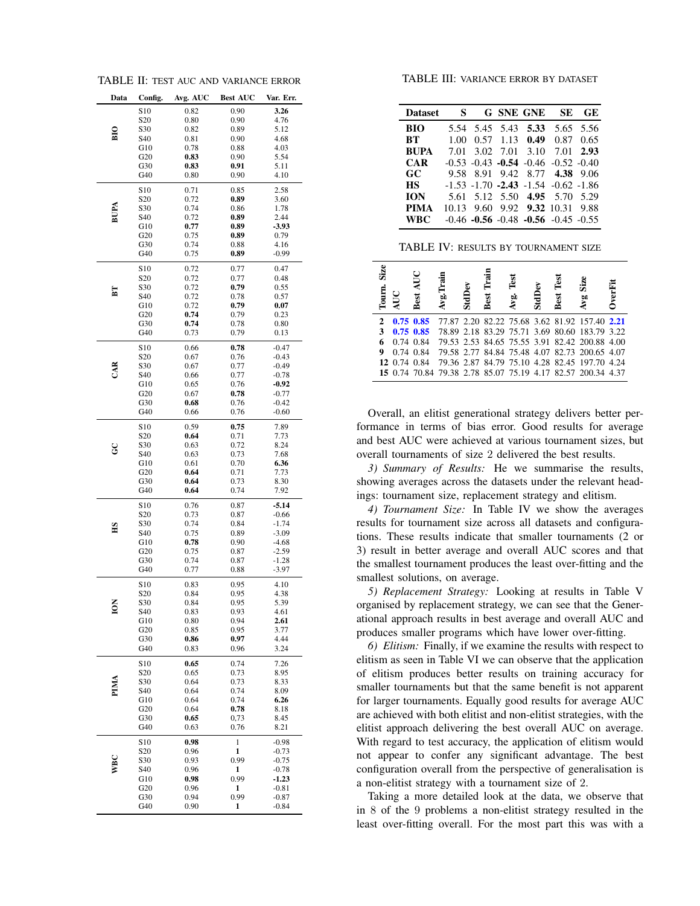TABLE II: TEST AUC AND VARIANCE ERROR

| Data | Config. | Avg. AUC | Best AUC | Var. Err. |
|---|---|---|---|---|
| BIO | S10 | 0.82 | 0.90 | **3.26** |
| | S20 | 0.80 | 0.90 | 4.76 |
| | S30 | 0.82 | 0.89 | 5.12 |
| | S40 | 0.81 | 0.90 | 4.68 |
| | G10 | 0.78 | 0.88 | 4.03 |
| | G20 | **0.83** | 0.90 | 5.54 |
| | G30 | **0.83** | **0.91** | 5.11 |
| | G40 | 0.80 | 0.90 | 4.10 |
| BUPA | S10 | 0.71 | 0.85 | 2.58 |
| | S20 | 0.72 | **0.89** | 3.60 |
| | S30 | 0.74 | 0.86 | 1.78 |
| | S40 | 0.72 | **0.89** | 2.44 |
| | G10 | **0.77** | **0.89** | **-3.93** |
| | G20 | 0.75 | **0.89** | 0.79 |
| | G30 | 0.74 | 0.88 | 4.16 |
| | G40 | 0.75 | **0.89** | -0.99 |
| BT | S10 | 0.72 | 0.77 | 0.47 |
| | S20 | 0.72 | 0.77 | 0.48 |
| | S30 | 0.72 | **0.79** | 0.55 |
| | S40 | 0.72 | 0.78 | 0.57 |
| | G10 | 0.72 | **0.79** | **0.07** |
| | G20 | **0.74** | 0.79 | 0.23 |
| | G30 | **0.74** | 0.78 | 0.80 |
| | G40 | 0.73 | 0.79 | 0.13 |
| CAR | S10 | 0.66 | **0.78** | -0.47 |
| | S20 | 0.67 | 0.76 | -0.43 |
| | S30 | 0.67 | 0.77 | -0.49 |
| | S40 | 0.66 | 0.77 | -0.78 |
| | G10 | 0.65 | 0.76 | **-0.92** |
| | G20 | 0.67 | **0.78** | -0.77 |
| | G30 | **0.68** | 0.76 | -0.42 |
| | G40 | 0.66 | 0.76 | -0.60 |
| GC | S10 | 0.59 | **0.75** | 7.89 |
| | S20 | **0.64** | 0.71 | 7.73 |
| | S30 | 0.63 | 0.72 | 8.24 |
| | S40 | 0.63 | 0.73 | 7.68 |
| | G10 | 0.61 | 0.70 | **6.36** |
| | G20 | **0.64** | 0.71 | 7.73 |
| | G30 | **0.64** | 0.73 | 8.30 |
| | G40 | **0.64** | 0.74 | 7.92 |
| HS | S10 | 0.76 | 0.87 | **-5.14** |
| | S20 | 0.73 | 0.87 | -0.66 |
| | S30 | 0.74 | 0.84 | -1.74 |
| | S40 | 0.75 | 0.89 | -3.09 |
| | G10 | **0.78** | 0.90 | -4.68 |
| | G20 | 0.75 | 0.87 | -2.59 |
| | G30 | 0.74 | 0.87 | -1.28 |
| | G40 | 0.77 | 0.88 | -3.97 |
| ION | S10 | 0.83 | 0.95 | 4.10 |
| | S20 | 0.84 | 0.95 | 4.38 |
| | S30 | 0.84 | 0.95 | 5.39 |
| | S40 | 0.83 | 0.93 | 4.61 |
| | G10 | 0.80 | 0.94 | **2.61** |
| | G20 | 0.85 | 0.95 | 3.77 |
| | G30 | **0.86** | **0.97** | 4.44 |
| | G40 | 0.83 | 0.96 | 3.24 |
| PIMA | S10 | **0.65** | 0.74 | 7.26 |
| | S20 | 0.65 | 0.73 | 8.95 |
| | S30 | 0.64 | 0.73 | 8.33 |
| | S40 | 0.64 | 0.74 | 8.09 |
| | G10 | 0.64 | 0.74 | **6.26** |
| | G20 | 0.64 | **0.78** | 8.18 |
| | G30 | **0.65** | 0,73 | 8.45 |
| | G40 | 0.63 | 0.76 | 8.21 |
| WBC | S10 | **0.98** | 1 | -0.98 |
| | S20 | 0.96 | **1** | -0.73 |
| | S30 | 0.93 | 0.99 | -0.75 |
| | S40 | 0.96 | **1** | -0.78 |
| | G10 | **0.98** | 0.99 | **-1.23** |
| | G20 | 0.96 | **1** | -0.81 |
| | G30 | 0.94 | 0.99 | -0.87 |
| | G40 | 0.90 | **1** | -0.84 |

TABLE III: VARIANCE ERROR BY DATASET

| Dataset | S | G | SNE | GNE | SE | GE |
|---|---|---|---|---|---|---|
| **BIO** | 5.54 | 5.45 | 5.43 | **5.33** | 5.65 | 5.56 |
| **BT** | 1.00 | 0.57 | 1.13 | **0.49** | 0.87 | 0.65 |
| **BUPA** | 7.01 | 3.02 | 7.01 | 3.10 | 7.01 | **2.93** |
| **CAR** | -0.53 | -0.43 | **-0.54** | -0.46 | -0.52 | -0.40 |
| **GC** | 9.58 | 8.91 | 9.42 | 8.77 | **4.38** | 9.06 |
| **HS** | -1.53 | -1.70 | **-2.43** | -1.54 | -0.62 | -1.86 |
| **ION** | 5.61 | 5.12 | 5.50 | **4.95** | 5.70 | 5.29 |
| **PIMA** | 10.13 | 9.60 | 9.92 | **9.32** | 10.31 | 9.88 |
| **WBC** | -0.46 | **-0.56** | -0.48 | **-0.56** | -0.45 | -0.55 |

TABLE IV: RESULTS BY TOURNAMENT SIZE

| Tourn. Size | AUC | Best AUC | Avg.Train | StdDev | Best Train | Avg. Test | StdDev | Best Test | Avg Size | OverFit |
|---|---|---|---|---|---|---|---|---|---|---|
| **2** | **0.75** | **0.85** | 77.87 | 2.20 | 82.22 | 75.68 | 3.62 | 81.92 | 157.40 | **2.21** |
| **3** | **0.75** | **0.85** | 78.89 | 2.18 | 83.29 | 75.71 | 3.69 | 80.60 | 183.79 | 3.22 |
| **6** | 0.74 | 0.84 | 79.53 | 2.53 | 84.65 | 75.55 | 3.91 | 82.42 | 200.88 | 4.00 |
| **9** | 0.74 | 0.84 | 79.58 | 2.77 | 84.84 | 75.48 | 4.07 | 82.73 | 200.65 | 4.07 |
| **12** | 0.74 | 0.84 | 79.36 | 2.87 | 84.79 | 75.10 | 4.28 | 82.45 | 197.70 | 4.24 |
| **15** | 0.74 | 70.84 | 79.38 | 2.78 | 85.07 | 75.19 | 4.17 | 82.57 | 200.34 | 4.37 |

Overall, an elitist generational strategy delivers better performance in terms of bias error. Good results for average and best AUC were achieved at various tournament sizes, but overall tournaments of size 2 delivered the best results.

*3) Summary of Results:* He we summarise the results, showing averages across the datasets under the relevant headings: tournament size, replacement strategy and elitism.

*4) Tournament Size:* In Table IV we show the averages results for tournament size across all datasets and configurations. These results indicate that smaller tournaments (2 or 3) result in better average and overall AUC scores and that the smallest tournament produces the least over-fitting and the smallest solutions, on average.

*5) Replacement Strategy:* Looking at results in Table V organised by replacement strategy, we can see that the Generational approach results in best average and overall AUC and produces smaller programs which have lower over-fitting.

*6) Elitism:* Finally, if we examine the results with respect to elitism as seen in Table VI we can observe that the application of elitism produces better results on training accuracy for smaller tournaments but that the same benefit is not apparent for larger tournaments. Equally good results for average AUC are achieved with both elitist and non-elitist strategies, with the elitist approach delivering the best overall AUC on average. With regard to test accuracy, the application of elitism would not appear to confer any significant advantage. The best configuration overall from the perspective of generalisation is a non-elitist strategy with a tournament size of 2.

Taking a more detailed look at the data, we observe that in 8 of the 9 problems a non-elitist strategy resulted in the least over-fitting overall. For the most part this was with a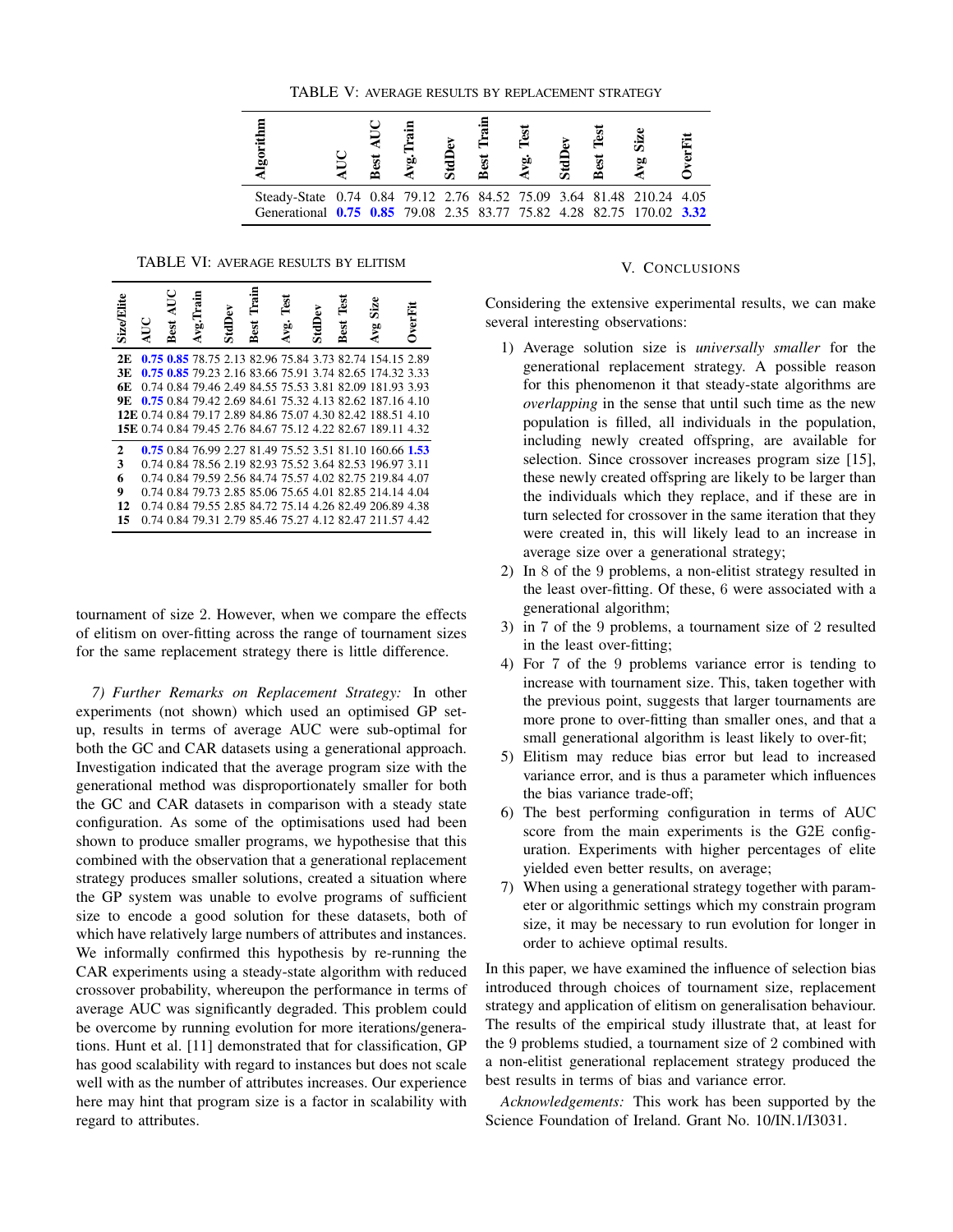TABLE V: AVERAGE RESULTS BY REPLACEMENT STRATEGY

| Algorithm | AUC | Best AUC | Avg.Train | StdDev | Best Train | Avg. Test | StdDev | Best Test | Avg Size | OverFit |
|---|---|---|---|---|---|---|---|---|---|---|
| Steady-State | 0.74 | 0.84 | 79.12 | 2.76 | 84.52 | 75.09 | 3.64 | 81.48 | 210.24 | 4.05 |
| Generational | **0.75** | **0.85** | 79.08 | 2.35 | 83.77 | 75.82 | 4.28 | 82.75 | 170.02 | **3.32** |

TABLE VI: AVERAGE RESULTS BY ELITISM

| Size/Elite | AUC | Best AUC | Avg.Train | StdDev | Best Train | Avg. Test | StdDev | Best Test | Avg Size | OverFit |
|---|---|---|---|---|---|---|---|---|---|---|
| **2E** | **0.75** | **0.85** | 78.75 | 2.13 | 82.96 | 75.84 | 3.73 | 82.74 | 154.15 | 2.89 |
| **3E** | **0.75** | **0.85** | 79.23 | 2.16 | 83.66 | 75.91 | 3.74 | 82.65 | 174.32 | 3.33 |
| **6E** | 0.74 | 0.84 | 79.46 | 2.49 | 84.55 | 75.53 | 3.81 | 82.09 | 181.93 | 3.93 |
| **9E** | **0.75** | 0.84 | 79.42 | 2.69 | 84.61 | 75.32 | 4.13 | 82.62 | 187.16 | 4.10 |
| **12E** | 0.74 | 0.84 | 79.17 | 2.89 | 84.86 | 75.07 | 4.30 | 82.42 | 188.51 | 4.10 |
| **15E** | 0.74 | 0.84 | 79.45 | 2.76 | 84.67 | 75.12 | 4.22 | 82.67 | 189.11 | 4.32 |
| **2** | **0.75** | 0.84 | 76.99 | 2.27 | 81.49 | 75.52 | 3.51 | 81.10 | 160.66 | **1.53** |
| **3** | 0.74 | 0.84 | 78.56 | 2.19 | 82.93 | 75.52 | 3.64 | 82.53 | 196.97 | 3.11 |
| **6** | 0.74 | 0.84 | 79.59 | 2.56 | 84.74 | 75.57 | 4.02 | 82.75 | 219.84 | 4.07 |
| **9** | 0.74 | 0.84 | 79.73 | 2.85 | 85.06 | 75.65 | 4.01 | 82.85 | 214.14 | 4.04 |
| **12** | 0.74 | 0.84 | 79.55 | 2.85 | 84.72 | 75.14 | 4.26 | 82.49 | 206.89 | 4.38 |
| **15** | 0.74 | 0.84 | 79.31 | 2.79 | 85.46 | 75.27 | 4.12 | 82.47 | 211.57 | 4.42 |

tournament of size 2. However, when we compare the effects of elitism on over-fitting across the range of tournament sizes for the same replacement strategy there is little difference.

*7) Further Remarks on Replacement Strategy:* In other experiments (not shown) which used an optimised GP set-up, results in terms of average AUC were sub-optimal for both the GC and CAR datasets using a generational approach. Investigation indicated that the average program size with the generational method was disproportionately smaller for both the GC and CAR datasets in comparison with a steady state configuration. As some of the optimisations used had been shown to produce smaller programs, we hypothesise that this combined with the observation that a generational replacement strategy produces smaller solutions, created a situation where the GP system was unable to evolve programs of sufficient size to encode a good solution for these datasets, both of which have relatively large numbers of attributes and instances. We informally confirmed this hypothesis by re-running the CAR experiments using a steady-state algorithm with reduced crossover probability, whereupon the performance in terms of average AUC was significantly degraded. This problem could be overcome by running evolution for more iterations/generations. Hunt et al. [11] demonstrated that for classification, GP has good scalability with regard to instances but does not scale well with as the number of attributes increases. Our experience here may hint that program size is a factor in scalability with regard to attributes.

## V. Conclusions

Considering the extensive experimental results, we can make several interesting observations:

1) Average solution size is *universally smaller* for the generational replacement strategy. A possible reason for this phenomenon it that steady-state algorithms are *overlapping* in the sense that until such time as the new population is filled, all individuals in the population, including newly created offspring, are available for selection. Since crossover increases program size [15], these newly created offspring are likely to be larger than the individuals which they replace, and if these are in turn selected for crossover in the same iteration that they were created in, this will likely lead to an increase in average size over a generational strategy;
2) In 8 of the 9 problems, a non-elitist strategy resulted in the least over-fitting. Of these, 6 were associated with a generational algorithm;
3) in 7 of the 9 problems, a tournament size of 2 resulted in the least over-fitting;
4) For 7 of the 9 problems variance error is tending to increase with tournament size. This, taken together with the previous point, suggests that larger tournaments are more prone to over-fitting than smaller ones, and that a small generational algorithm is least likely to over-fit;
5) Elitism may reduce bias error but lead to increased variance error, and is thus a parameter which influences the bias variance trade-off;
6) The best performing configuration in terms of AUC score from the main experiments is the G2E configuration. Experiments with higher percentages of elite yielded even better results, on average;
7) When using a generational strategy together with parameter or algorithmic settings which my constrain program size, it may be necessary to run evolution for longer in order to achieve optimal results.

In this paper, we have examined the influence of selection bias introduced through choices of tournament size, replacement strategy and application of elitism on generalisation behaviour. The results of the empirical study illustrate that, at least for the 9 problems studied, a tournament size of 2 combined with a non-elitist generational replacement strategy produced the best results in terms of bias and variance error.

*Acknowledgements:* This work has been supported by the Science Foundation of Ireland. Grant No. 10/IN.1/I3031.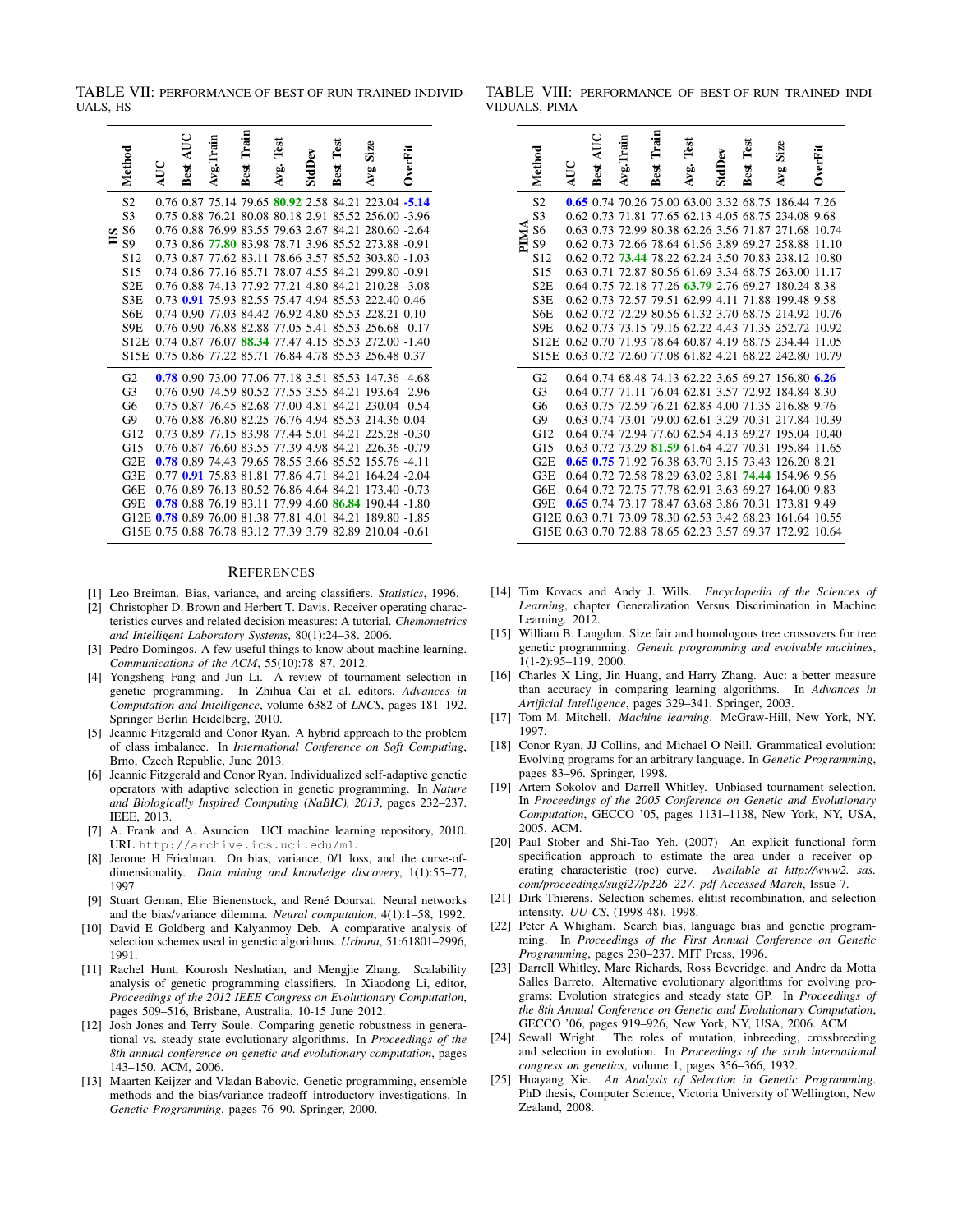TABLE VII: PERFORMANCE OF BEST-OF-RUN TRAINED INDIVIDUALS, HS

| | Method | AUC | Best AUC | Avg.Train | Best Train | Avg. Test | StdDev | Best Test | Avg Size | OverFit |
|---|---|---|---|---|---|---|---|---|---|---|
| HS | S2 | 0.76 | 0.87 | 75.14 | 79.65 | **80.92** | 2.58 | 84.21 | 223.04 | **-5.14** |
| | S3 | 0.75 | 0.88 | 76.21 | 80.08 | 80.18 | 2.91 | 85.52 | 256.00 | -3.96 |
| | S6 | 0.76 | 0.88 | 76.99 | 83.55 | 79.63 | 2.67 | 84.21 | 280.60 | -2.64 |
| | S9 | 0.73 | 0.86 | **77.80** | 83.98 | 78.71 | 3.96 | 85.52 | 273.88 | -0.91 |
| | S12 | 0.73 | 0.87 | 77.62 | 83.11 | 78.66 | 3.57 | 85.52 | 303.80 | -1.03 |
| | S15 | 0.74 | 0.86 | 77.16 | 85.71 | 78.07 | 4.55 | 84.21 | 299.80 | -0.91 |
| | S2E | 0.76 | 0.88 | 74.13 | 77.92 | 77.21 | 4.80 | 84.21 | 210.28 | -3.08 |
| | S3E | 0.73 | **0.91** | 75.93 | 82.55 | 75.47 | 4.94 | 85.53 | 222.40 | 0.46 |
| | S6E | 0.74 | 0.90 | 77.03 | 84.42 | 76.92 | 4.80 | 85.53 | 228.21 | 0.10 |
| | S9E | 0.76 | 0.90 | 76.88 | 82.88 | 77.05 | 5.41 | 85.53 | 256.68 | -0.17 |
| | S12E | 0.74 | 0.87 | 76.07 | **88.34** | 77.47 | 4.15 | 85.53 | 272.00 | -1.40 |
| | S15E | 0.75 | 0.86 | 77.22 | 85.71 | 76.84 | 4.78 | 85.53 | 256.48 | 0.37 |
| | G2 | **0.78** | 0.90 | 73.00 | 77.06 | 77.18 | 3.51 | 85.53 | 147.36 | -4.68 |
| | G3 | 0.76 | 0.90 | 74.59 | 80.52 | 77.55 | 3.55 | 84.21 | 193.64 | -2.96 |
| | G6 | 0.75 | 0.87 | 76.45 | 82.68 | 77.00 | 4.81 | 84.21 | 230.04 | -0.54 |
| | G9 | 0.76 | 0.88 | 76.80 | 82.25 | 76.76 | 4.94 | 85.53 | 214.36 | 0.04 |
| | G12 | 0.73 | 0.89 | 77.15 | 83.98 | 77.44 | 5.01 | 84.21 | 225.28 | -0.30 |
| | G15 | 0.76 | 0.87 | 76.60 | 83.55 | 77.39 | 4.98 | 84.21 | 226.36 | -0.79 |
| | G2E | **0.78** | 0.89 | 74.43 | 79.65 | 78.55 | 3.66 | 85.52 | 155.76 | -4.11 |
| | G3E | 0.77 | **0.91** | 75.83 | 81.81 | 77.86 | 4.71 | 84.21 | 164.24 | -2.04 |
| | G6E | 0.76 | 0.89 | 76.13 | 80.52 | 76.86 | 4.64 | 84.21 | 173.40 | -0.73 |
| | G9E | **0.78** | 0.88 | 76.19 | 83.11 | 77.99 | 4.60 | **86.84** | 190.44 | -1.80 |
| | G12E | **0.78** | 0.89 | 76.00 | 81.38 | 77.81 | 4.01 | 84.21 | 189.80 | -1.85 |
| | G15E | 0.75 | 0.88 | 76.78 | 83.12 | 77.39 | 3.79 | 82.89 | 210.04 | -0.61 |

TABLE VIII: PERFORMANCE OF BEST-OF-RUN TRAINED INDIVIDUALS, PIMA

| | Method | AUC | Best AUC | Avg.Train | Best Train | Avg. Test | StdDev | Best Test | Avg Size | OverFit |
|---|---|---|---|---|---|---|---|---|---|---|
| PIMA | S2 | **0.65** | 0.74 | 70.26 | 75.00 | 63.00 | 3.32 | 68.75 | 186.44 | 7.26 |
| | S3 | 0.62 | 0.73 | 71.81 | 77.65 | 62.13 | 4.05 | 68.75 | 234.08 | 9.68 |
| | S6 | 0.63 | 0.73 | 72.99 | 80.38 | 62.26 | 3.56 | 71.87 | 271.68 | 10.74 |
| | S9 | 0.62 | 0.73 | 72.66 | 78.64 | 61.56 | 3.89 | 69.27 | 258.88 | 11.10 |
| | S12 | 0.62 | 0.72 | **73.44** | 78.22 | 62.24 | 3.50 | 70.83 | 238.12 | 10.80 |
| | S15 | 0.63 | 0.71 | 72.87 | 80.56 | 61.69 | 3.34 | 68.75 | 263.00 | 11.17 |
| | S2E | 0.64 | 0.75 | 72.18 | 77.26 | **63.79** | 2.76 | 69.27 | 180.24 | 8.38 |
| | S3E | 0.62 | 0.73 | 72.57 | 79.51 | 62.99 | 4.11 | 71.88 | 199.48 | 9.58 |
| | S6E | 0.62 | 0.72 | 72.29 | 80.56 | 61.32 | 3.70 | 68.75 | 214.92 | 10.76 |
| | S9E | 0.62 | 0.73 | 73.15 | 79.16 | 62.22 | 4.43 | 71.35 | 252.72 | 10.92 |
| | S12E | 0.62 | 0.70 | 71.93 | 78.64 | 60.87 | 4.19 | 68.75 | 234.44 | 11.05 |
| | S15E | 0.63 | 0.72 | 72.60 | 77.08 | 61.82 | 4.21 | 68.22 | 242.80 | 10.79 |
| | G2 | 0.64 | 0.74 | 68.48 | 74.13 | 62.22 | 3.65 | 69.27 | 156.80 | **6.26** |
| | G3 | 0.64 | 0.77 | 71.11 | 76.04 | 62.81 | 3.57 | 72.92 | 184.84 | 8.30 |
| | G6 | 0.63 | 0.75 | 72.59 | 76.21 | 62.83 | 4.00 | 71.35 | 216.88 | 9.76 |
| | G9 | 0.63 | 0.74 | 73.01 | 79.00 | 62.61 | 3.29 | 70.31 | 217.84 | 10.39 |
| | G12 | 0.64 | 0.74 | 72.94 | 77.60 | 62.54 | 4.13 | 69.27 | 195.04 | 10.40 |
| | G15 | 0.63 | 0.72 | 73.29 | **81.59** | 61.64 | 4.27 | 70.31 | 195.84 | 11.65 |
| | G2E | **0.65** | **0.75** | 71.92 | 76.38 | 63.70 | 3.15 | 73.43 | 126.20 | 8.21 |
| | G3E | 0.64 | 0.72 | 72.58 | 78.29 | 63.02 | 3.81 | **74.44** | 154.96 | 9.56 |
| | G6E | 0.64 | 0.72 | 72.75 | 77.78 | 62.91 | 3.63 | 69.27 | 164.00 | 9.83 |
| | G9E | **0.65** | 0.74 | 73.17 | 78.47 | 63.68 | 3.86 | 70.31 | 173.81 | 9.49 |
| | G12E | 0.63 | 0.71 | 73.09 | 78.30 | 62.53 | 3.42 | 68.23 | 161.64 | 10.55 |
| | G15E | 0.63 | 0.70 | 72.88 | 78.65 | 62.23 | 3.57 | 69.37 | 172.92 | 10.64 |

## References

[1] Leo Breiman. Bias, variance, and arcing classifiers. *Statistics*, 1996.

[2] Christopher D. Brown and Herbert T. Davis. Receiver operating characteristics curves and related decision measures: A tutorial. *Chemometrics and Intelligent Laboratory Systems*, 80(1):24–38. 2006.

[3] Pedro Domingos. A few useful things to know about machine learning. *Communications of the ACM*, 55(10):78–87, 2012.

[4] Yongsheng Fang and Jun Li. A review of tournament selection in genetic programming. In Zhihua Cai et al. editors, *Advances in Computation and Intelligence*, volume 6382 of *LNCS*, pages 181–192. Springer Berlin Heidelberg, 2010.

[5] Jeannie Fitzgerald and Conor Ryan. A hybrid approach to the problem of class imbalance. In *International Conference on Soft Computing*, Brno, Czech Republic, June 2013.

[6] Jeannie Fitzgerald and Conor Ryan. Individualized self-adaptive genetic operators with adaptive selection in genetic programming. In *Nature and Biologically Inspired Computing (NaBIC), 2013*, pages 232–237. IEEE, 2013.

[7] A. Frank and A. Asuncion. UCI machine learning repository, 2010. URL http://archive.ics.uci.edu/ml.

[8] Jerome H Friedman. On bias, variance, 0/1 loss, and the curse-of-dimensionality. *Data mining and knowledge discovery*, 1(1):55–77, 1997.

[9] Stuart Geman, Elie Bienenstock, and René Doursat. Neural networks and the bias/variance dilemma. *Neural computation*, 4(1):1–58, 1992.

[10] David E Goldberg and Kalyanmoy Deb. A comparative analysis of selection schemes used in genetic algorithms. *Urbana*, 51:61801–2996, 1991.

[11] Rachel Hunt, Kourosh Neshatian, and Mengjie Zhang. Scalability analysis of genetic programming classifiers. In Xiaodong Li, editor, *Proceedings of the 2012 IEEE Congress on Evolutionary Computation*, pages 509–516, Brisbane, Australia, 10-15 June 2012.

[12] Josh Jones and Terry Soule. Comparing genetic robustness in generational vs. steady state evolutionary algorithms. In *Proceedings of the 8th annual conference on genetic and evolutionary computation*, pages 143–150. ACM, 2006.

[13] Maarten Keijzer and Vladan Babovic. Genetic programming, ensemble methods and the bias/variance tradeoff–introductory investigations. In *Genetic Programming*, pages 76–90. Springer, 2000.

[14] Tim Kovacs and Andy J. Wills. *Encyclopedia of the Sciences of Learning*, chapter Generalization Versus Discrimination in Machine Learning. 2012.

[15] William B. Langdon. Size fair and homologous tree crossovers for tree genetic programming. *Genetic programming and evolvable machines*, 1(1-2):95–119, 2000.

[16] Charles X Ling, Jin Huang, and Harry Zhang. Auc: a better measure than accuracy in comparing learning algorithms. In *Advances in Artificial Intelligence*, pages 329–341. Springer, 2003.

[17] Tom M. Mitchell. *Machine learning*. McGraw-Hill, New York, NY. 1997.

[18] Conor Ryan, JJ Collins, and Michael O Neill. Grammatical evolution: Evolving programs for an arbitrary language. In *Genetic Programming*, pages 83–96. Springer, 1998.

[19] Artem Sokolov and Darrell Whitley. Unbiased tournament selection. In *Proceedings of the 2005 Conference on Genetic and Evolutionary Computation*, GECCO '05, pages 1131–1138, New York, NY, USA, 2005. ACM.

[20] Paul Stober and Shi-Tao Yeh. (2007) An explicit functional form specification approach to estimate the area under a receiver operating characteristic (roc) curve. *Available at http://www2. sas. com/proceedings/sugi27/p226–227. pdf Accessed March*, Issue 7.

[21] Dirk Thierens. Selection schemes, elitist recombination, and selection intensity. *UU-CS*, (1998-48), 1998.

[22] Peter A Whigham. Search bias, language bias and genetic programming. In *Proceedings of the First Annual Conference on Genetic Programming*, pages 230–237. MIT Press, 1996.

[23] Darrell Whitley, Marc Richards, Ross Beveridge, and Andre da Motta Salles Barreto. Alternative evolutionary algorithms for evolving programs: Evolution strategies and steady state GP. In *Proceedings of the 8th Annual Conference on Genetic and Evolutionary Computation*, GECCO '06, pages 919–926, New York, NY, USA, 2006. ACM.

[24] Sewall Wright. The roles of mutation, inbreeding, crossbreeding and selection in evolution. In *Proceedings of the sixth international congress on genetics*, volume 1, pages 356–366, 1932.

[25] Huayang Xie. *An Analysis of Selection in Genetic Programming*. PhD thesis, Computer Science, Victoria University of Wellington, New Zealand, 2008.